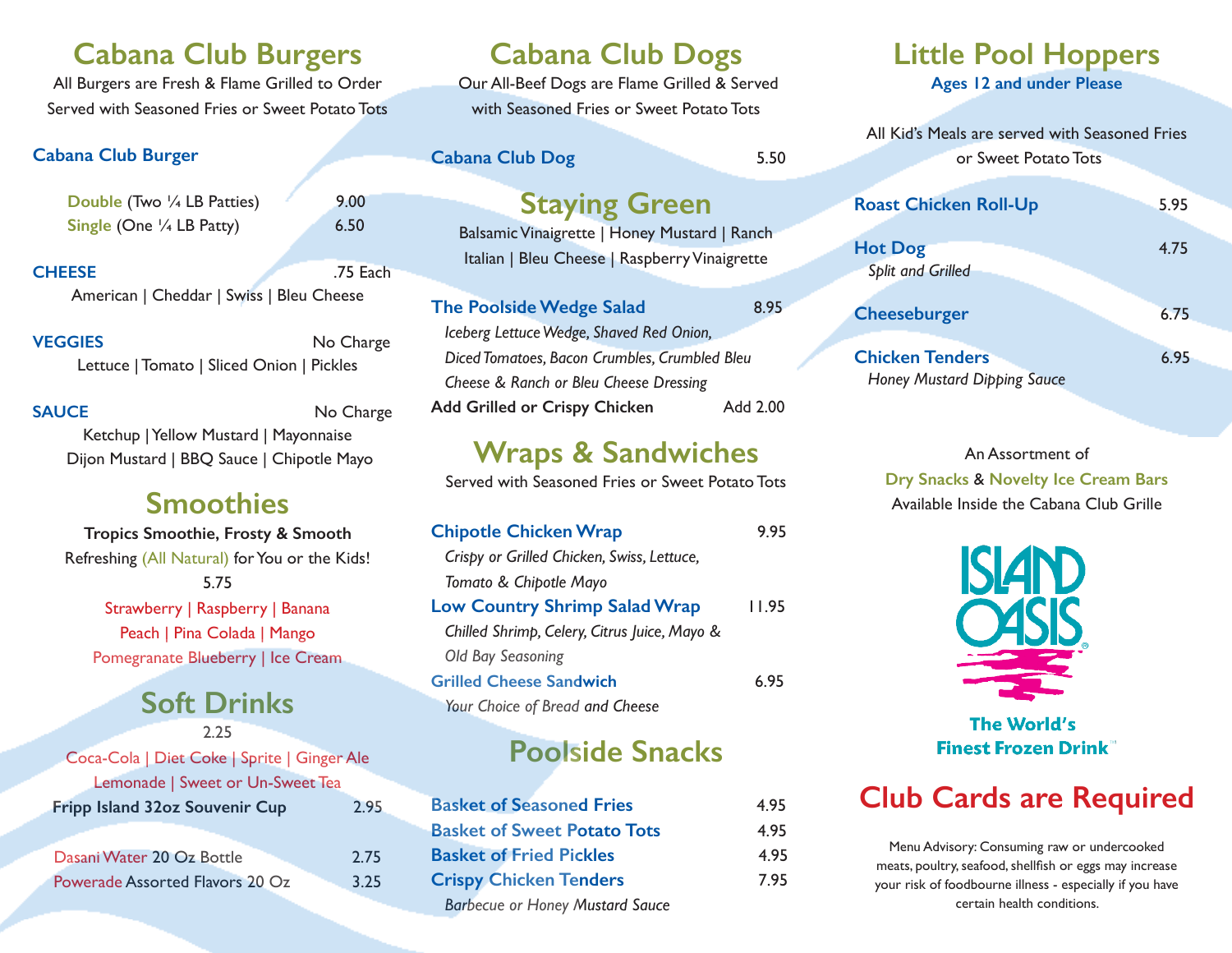## Cabana Club Burgers

All Burgers are Fresh & Flame Grilled to Order
Served with Seasoned Fries or Sweet Potato Tots

### Cabana Club Burger

**Double** (Two ¼ LB Patties) 9.00
**Single** (One ¼ LB Patty) 6.50

**CHEESE** .75 Each
American | Cheddar | Swiss | Bleu Cheese

**VEGGIES** No Charge
Lettuce | Tomato | Sliced Onion | Pickles

**SAUCE** No Charge
Ketchup | Yellow Mustard | Mayonnaise
Dijon Mustard | BBQ Sauce | Chipotle Mayo

## Smoothies

**Tropics Smoothie, Frosty & Smooth**
Refreshing (All Natural) for You or the Kids!
5.75
Strawberry | Raspberry | Banana
Peach | Pina Colada | Mango
Pomegranate Blueberry | Ice Cream

## Soft Drinks

2.25
Coca-Cola | Diet Coke | Sprite | Ginger Ale
Lemonade | Sweet or Un-Sweet Tea
**Fripp Island 32oz Souvenir Cup** 2.95

Dasani Water 20 Oz Bottle 2.75
Powerade Assorted Flavors 20 Oz 3.25

## Cabana Club Dogs

Our All-Beef Dogs are Flame Grilled & Served
with Seasoned Fries or Sweet Potato Tots

**Cabana Club Dog** 5.50

## Staying Green

Balsamic Vinaigrette | Honey Mustard | Ranch
Italian | Bleu Cheese | Raspberry Vinaigrette

**The Poolside Wedge Salad** 8.95
*Iceberg Lettuce Wedge, Shaved Red Onion, Diced Tomatoes, Bacon Crumbles, Crumbled Bleu Cheese & Ranch or Bleu Cheese Dressing*
**Add Grilled or Crispy Chicken** Add 2.00

## Wraps & Sandwiches

Served with Seasoned Fries or Sweet Potato Tots

**Chipotle Chicken Wrap** 9.95
*Crispy or Grilled Chicken, Swiss, Lettuce, Tomato & Chipotle Mayo*

**Low Country Shrimp Salad Wrap** 11.95
*Chilled Shrimp, Celery, Citrus Juice, Mayo & Old Bay Seasoning*

**Grilled Cheese Sandwich** 6.95
*Your Choice of Bread and Cheese*

## Poolside Snacks

**Basket of Seasoned Fries** 4.95
**Basket of Sweet Potato Tots** 4.95
**Basket of Fried Pickles** 4.95
**Crispy Chicken Tenders** 7.95
*Barbecue or Honey Mustard Sauce*

## Little Pool Hoppers

**Ages 12 and under Please**

All Kid's Meals are served with Seasoned Fries or Sweet Potato Tots

**Roast Chicken Roll-Up** 5.95

**Hot Dog** 4.75
*Split and Grilled*

**Cheeseburger** 6.75

**Chicken Tenders** 6.95
*Honey Mustard Dipping Sauce*

An Assortment of
Dry Snacks & Novelty Ice Cream Bars
Available Inside the Cabana Club Grille

ISLAND OASIS®
The World's Finest Frozen Drink™

## Club Cards are Required

Menu Advisory: Consuming raw or undercooked meats, poultry, seafood, shellfish or eggs may increase your risk of foodbourne illness - especially if you have certain health conditions.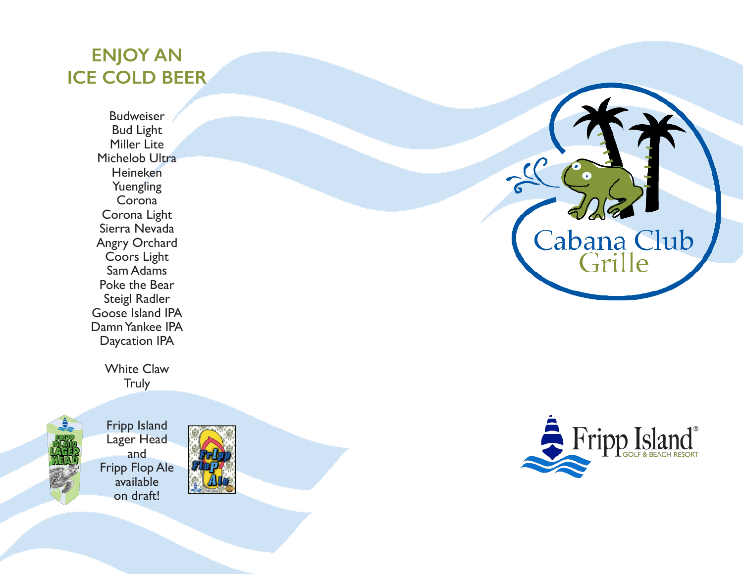## ENJOY AN ICE COLD BEER

Budweiser
Bud Light
Miller Lite
Michelob Ultra
Heineken
Yuengling
Corona
Corona Light
Sierra Nevada
Angry Orchard
Coors Light
Sam Adams
Poke the Bear
Steigl Radler
Goose Island IPA
Damn Yankee IPA
Daycation IPA

White Claw
Truly

Fripp Island Lager Head and Fripp Flop Ale available on draft!

Cabana Club Grille

Fripp Island® GOLF & BEACH RESORT